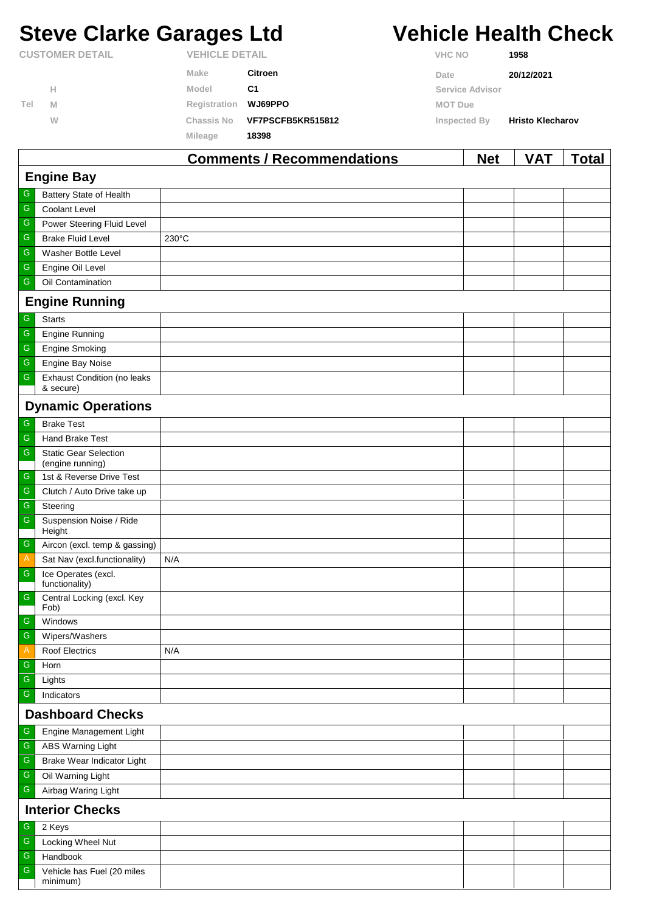# Steve Clarke Garages Ltd

# Vehicle Health Check

| CUSTOMER DETAIL | | VEHICLE DETAIL | | | |
|---|---|---|---|---|---|
| | | Make | Citroen | VHC NO | 1958 |
| | H | Model | C1 | Date | 20/12/2021 |
| Tel | M | Registration | WJ69PPO | Service Advisor | |
| | W | Chassis No | VF7PSCFB5KR515812 | MOT Due | |
| | | Mileage | 18398 | Inspected By | Hristo Klecharov |

| | | Comments / Recommendations | Net | VAT | Total |
|---|---|---|---|---|---|
| **Engine Bay** | | | | | |
| G | Battery State of Health | | | | |
| G | Coolant Level | | | | |
| G | Power Steering Fluid Level | | | | |
| G | Brake Fluid Level | 230°C | | | |
| G | Washer Bottle Level | | | | |
| G | Engine Oil Level | | | | |
| G | Oil Contamination | | | | |
| **Engine Running** | | | | | |
| G | Starts | | | | |
| G | Engine Running | | | | |
| G | Engine Smoking | | | | |
| G | Engine Bay Noise | | | | |
| G | Exhaust Condition (no leaks & secure) | | | | |
| **Dynamic Operations** | | | | | |
| G | Brake Test | | | | |
| G | Hand Brake Test | | | | |
| G | Static Gear Selection (engine running) | | | | |
| G | 1st & Reverse Drive Test | | | | |
| G | Clutch / Auto Drive take up | | | | |
| G | Steering | | | | |
| G | Suspension Noise / Ride Height | | | | |
| G | Aircon (excl. temp & gassing) | | | | |
| A | Sat Nav (excl.functionality) | N/A | | | |
| G | Ice Operates (excl. functionality) | | | | |
| G | Central Locking (excl. Key Fob) | | | | |
| G | Windows | | | | |
| G | Wipers/Washers | | | | |
| A | Roof Electrics | N/A | | | |
| G | Horn | | | | |
| G | Lights | | | | |
| G | Indicators | | | | |
| **Dashboard Checks** | | | | | |
| G | Engine Management Light | | | | |
| G | ABS Warning Light | | | | |
| G | Brake Wear Indicator Light | | | | |
| G | Oil Warning Light | | | | |
| G | Airbag Waring Light | | | | |
| **Interior Checks** | | | | | |
| G | 2 Keys | | | | |
| G | Locking Wheel Nut | | | | |
| G | Handbook | | | | |
| G | Vehicle has Fuel (20 miles minimum) | | | | |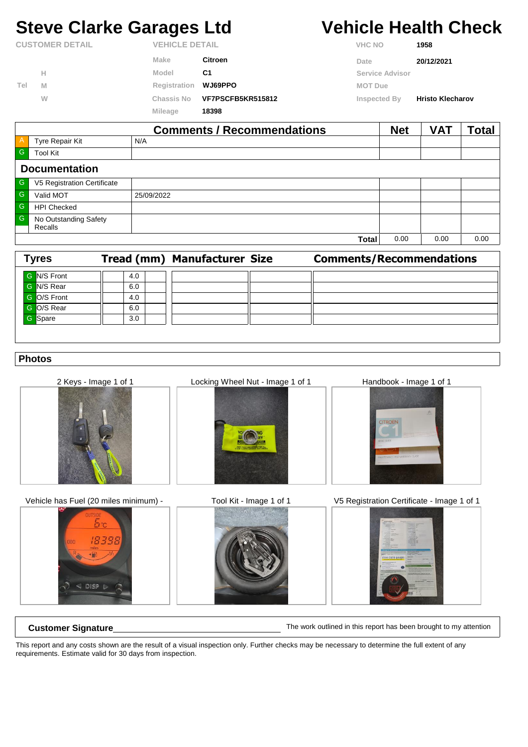# Steve Clarke Garages Ltd

# Vehicle Health Check

| CUSTOMER DETAIL | | VEHICLE DETAIL | | | |
|---|---|---|---|---|---|
| | | Make | Citroen | VHC NO | 1958 |
| | H | Model | C1 | Date | 20/12/2021 |
| Tel | M | Registration | WJ69PPO | Service Advisor | |
| | W | Chassis No | VF7PSCFB5KR515812 | MOT Due | |
| | | Mileage | 18398 | Inspected By | Hristo Klecharov |

| | | Comments / Recommendations | Net | VAT | Total |
|---|---|---|---|---|---|
| A | Tyre Repair Kit | N/A | | | |
| G | Tool Kit | | | | |
| **Documentation** | | | | | |
| G | V5 Registration Certificate | | | | |
| G | Valid MOT | 25/09/2022 | | | |
| G | HPI Checked | | | | |
| G | No Outstanding Safety Recalls | | | | |
| | | **Total** | 0.00 | 0.00 | 0.00 |

| Tyres | Tread (mm) | | Manufacturer | Size | Comments/Recommendations |
|---|---|---|---|---|---|
| G N/S Front | 4.0 | | | | |
| G N/S Rear | 6.0 | | | | |
| G O/S Front | 4.0 | | | | |
| G O/S Rear | 6.0 | | | | |
| G Spare | 3.0 | | | | |

## Photos

2 Keys - Image 1 of 1

Locking Wheel Nut - Image 1 of 1

Handbook - Image 1 of 1

Vehicle has Fuel (20 miles minimum) -

Tool Kit - Image 1 of 1

V5 Registration Certificate - Image 1 of 1

**Customer Signature**\_\_\_\_\_\_\_\_\_\_\_\_\_\_\_\_\_\_\_\_\_\_\_\_\_\_\_\_\_\_ The work outlined in this report has been brought to my attention

This report and any costs shown are the result of a visual inspection only. Further checks may be necessary to determine the full extent of any requirements. Estimate valid for 30 days from inspection.